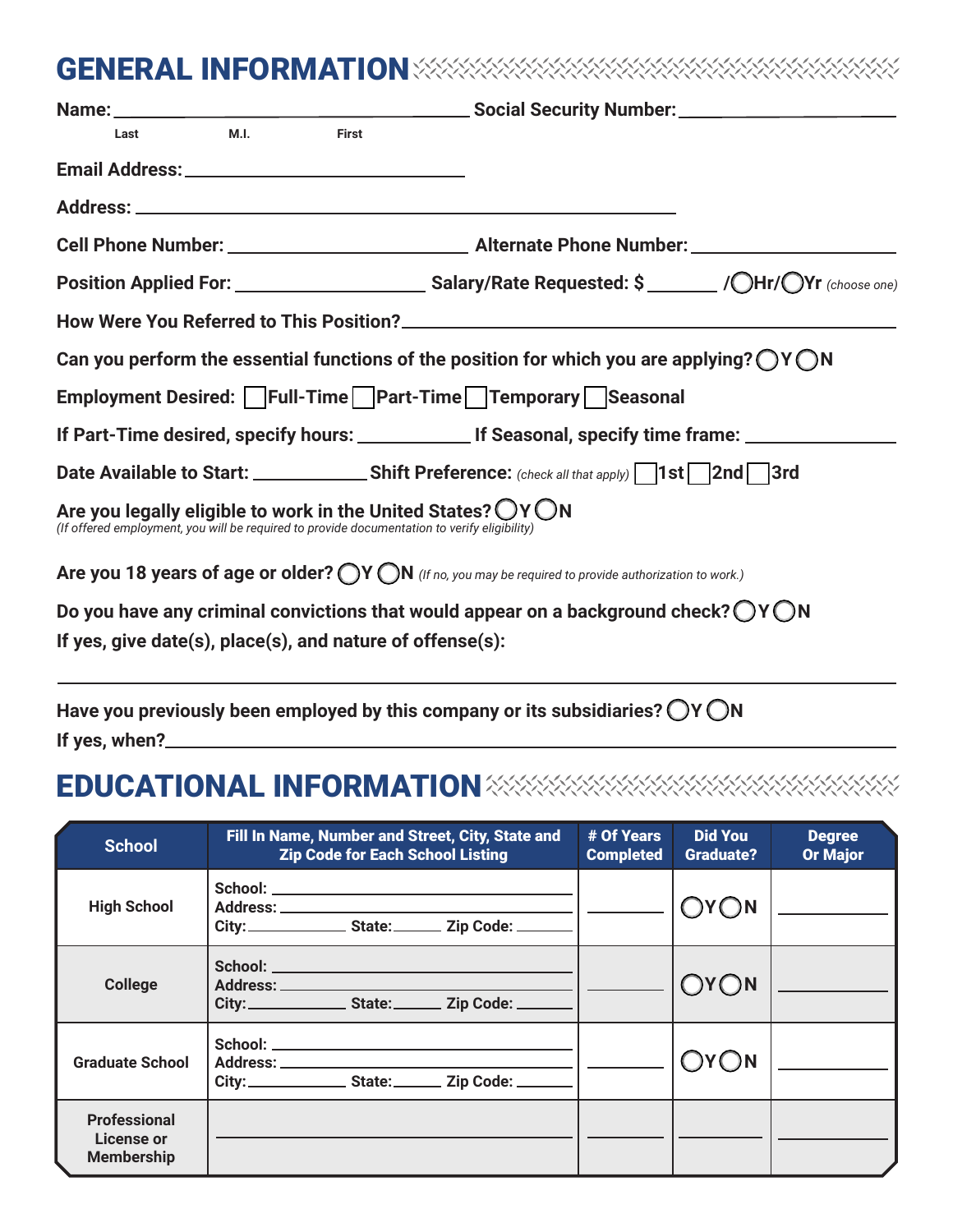## GENERAL INFORMATION

**Name:** ______________________________ **Social Security Number:** ____________________
Last          M.I.          First

**Email Address:** ______________________________

**Address:** ____________________________________________________________

**Cell Phone Number:** ______________________ **Alternate Phone Number:** ____________________

**Position Applied For:** __________________ **Salary/Rate Requested: $** _______ /◯**Hr**/◯**Yr** *(choose one)*

**How Were You Referred to This Position?** ________________________________________________

**Can you perform the essential functions of the position for which you are applying?** ◯**Y** ◯**N**

**Employment Desired:** ☐ **Full-Time** ☐ **Part-Time** ☐ **Temporary** ☐ **Seasonal**

**If Part-Time desired, specify hours:** ___________ **If Seasonal, specify time frame:** _______________

**Date Available to Start:** ____________ **Shift Preference:** *(check all that apply)* ☐ **1st** ☐ **2nd** ☐ **3rd**

**Are you legally eligible to work in the United States?** ◯**Y** ◯**N**
*(If offered employment, you will be required to provide documentation to verify eligibility)*

**Are you 18 years of age or older?** ◯**Y** ◯**N** *(If no, you may be required to provide authorization to work.)*

**Do you have any criminal convictions that would appear on a background check?** ◯**Y** ◯**N**
**If yes, give date(s), place(s), and nature of offense(s):**

______________________________________________________________________________

**Have you previously been employed by this company or its subsidiaries?** ◯**Y** ◯**N**
**If yes, when?** ________________________________________________________________

## EDUCATIONAL INFORMATION

| School | Fill In Name, Number and Street, City, State and Zip Code for Each School Listing | # Of Years Completed | Did You Graduate? | Degree Or Major |
|---|---|---|---|---|
| High School | School: ____________ Address: ____________ City: ________ State: ______ Zip Code: ______ | ________ | ◯Y◯N | __________ |
| College | School: ____________ Address: ____________ City: ________ State: ______ Zip Code: ______ | ________ | ◯Y◯N | __________ |
| Graduate School | School: ____________ Address: ____________ City: ________ State: ______ Zip Code: ______ | ________ | ◯Y◯N | __________ |
| Professional License or Membership | ______________________________ | ________ | ________ | __________ |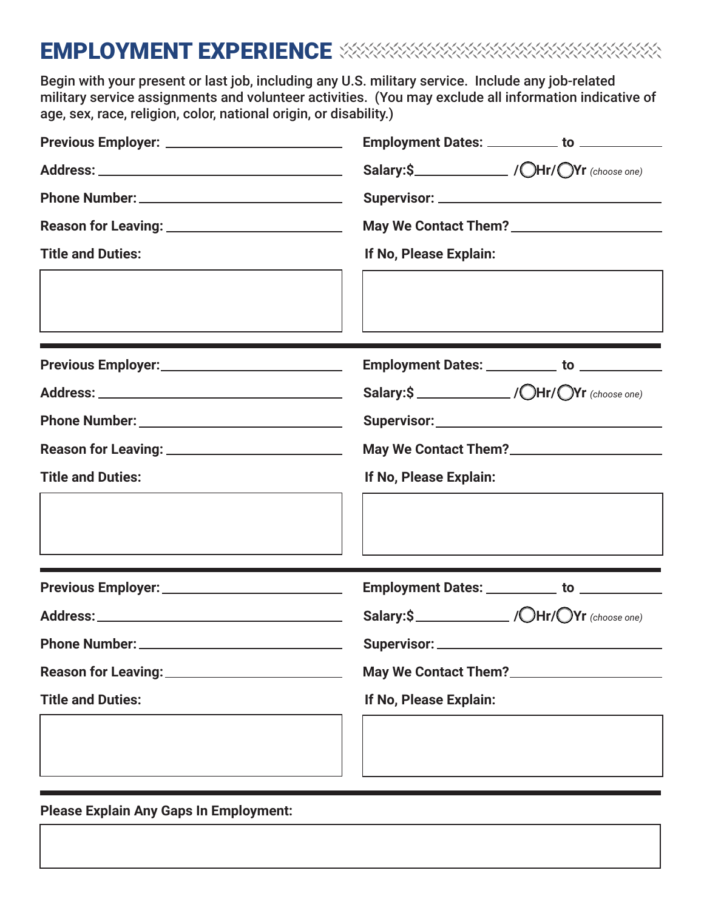# EMPLOYMENT EXPERIENCE

Begin with your present or last job, including any U.S. military service. Include any job-related military service assignments and volunteer activities. (You may exclude all information indicative of age, sex, race, religion, color, national origin, or disability.)

**Previous Employer:** ______________________

**Employment Dates:** __________ **to** __________

**Address:** ______________________

**Salary:$** __________ **/ ◯Hr/ ◯Yr** *(choose one)*

**Phone Number:** ______________________

**Supervisor:** ______________________

**Reason for Leaving:** ______________________

**May We Contact Them?** ______________________

**Title and Duties:**

**If No, Please Explain:**

---

**Previous Employer:** ______________________

**Employment Dates:** __________ **to** __________

**Address:** ______________________

**Salary:$** __________ **/ ◯Hr/ ◯Yr** *(choose one)*

**Phone Number:** ______________________

**Supervisor:** ______________________

**Reason for Leaving:** ______________________

**May We Contact Them?** ______________________

**Title and Duties:**

**If No, Please Explain:**

---

**Previous Employer:** ______________________

**Employment Dates:** __________ **to** __________

**Address:** ______________________

**Salary:$** __________ **/ ◯Hr/ ◯Yr** *(choose one)*

**Phone Number:** ______________________

**Supervisor:** ______________________

**Reason for Leaving:** ______________________

**May We Contact Them?** ______________________

**Title and Duties:**

**If No, Please Explain:**

---

**Please Explain Any Gaps In Employment:**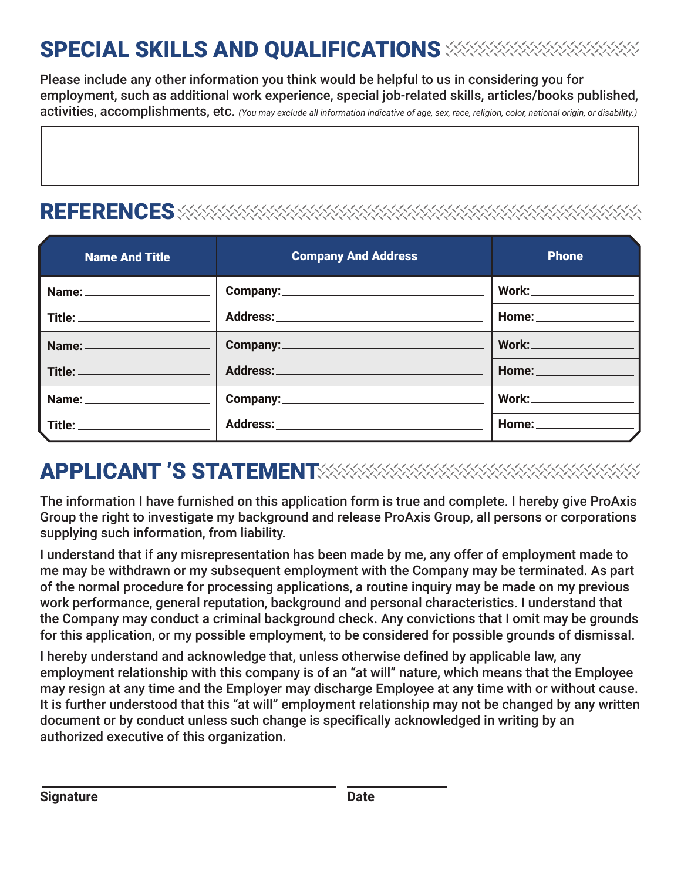## SPECIAL SKILLS AND QUALIFICATIONS

Please include any other information you think would be helpful to us in considering you for employment, such as additional work experience, special job-related skills, articles/books published, activities, accomplishments, etc. *(You may exclude all information indicative of age, sex, race, religion, color, national origin, or disability.)*

## REFERENCES

| Name And Title | Company And Address | Phone |
|---|---|---|
| **Name:** ______ | **Company:** ______ | **Work:** ______ |
| **Title:** ______ | **Address:** ______ | **Home:** ______ |
| **Name:** ______ | **Company:** ______ | **Work:** ______ |
| **Title:** ______ | **Address:** ______ | **Home:** ______ |
| **Name:** ______ | **Company:** ______ | **Work:** ______ |
| **Title:** ______ | **Address:** ______ | **Home:** ______ |

## APPLICANT 'S STATEMENT

The information I have furnished on this application form is true and complete. I hereby give ProAxis Group the right to investigate my background and release ProAxis Group, all persons or corporations supplying such information, from liability.

I understand that if any misrepresentation has been made by me, any offer of employment made to me may be withdrawn or my subsequent employment with the Company may be terminated. As part of the normal procedure for processing applications, a routine inquiry may be made on my previous work performance, general reputation, background and personal characteristics. I understand that the Company may conduct a criminal background check. Any convictions that I omit may be grounds for this application, or my possible employment, to be considered for possible grounds of dismissal.

I hereby understand and acknowledge that, unless otherwise defined by applicable law, any employment relationship with this company is of an "at will" nature, which means that the Employee may resign at any time and the Employer may discharge Employee at any time with or without cause. It is further understood that this "at will" employment relationship may not be changed by any written document or by conduct unless such change is specifically acknowledged in writing by an authorized executive of this organization.

______________________________ ______________

**Signature** **Date**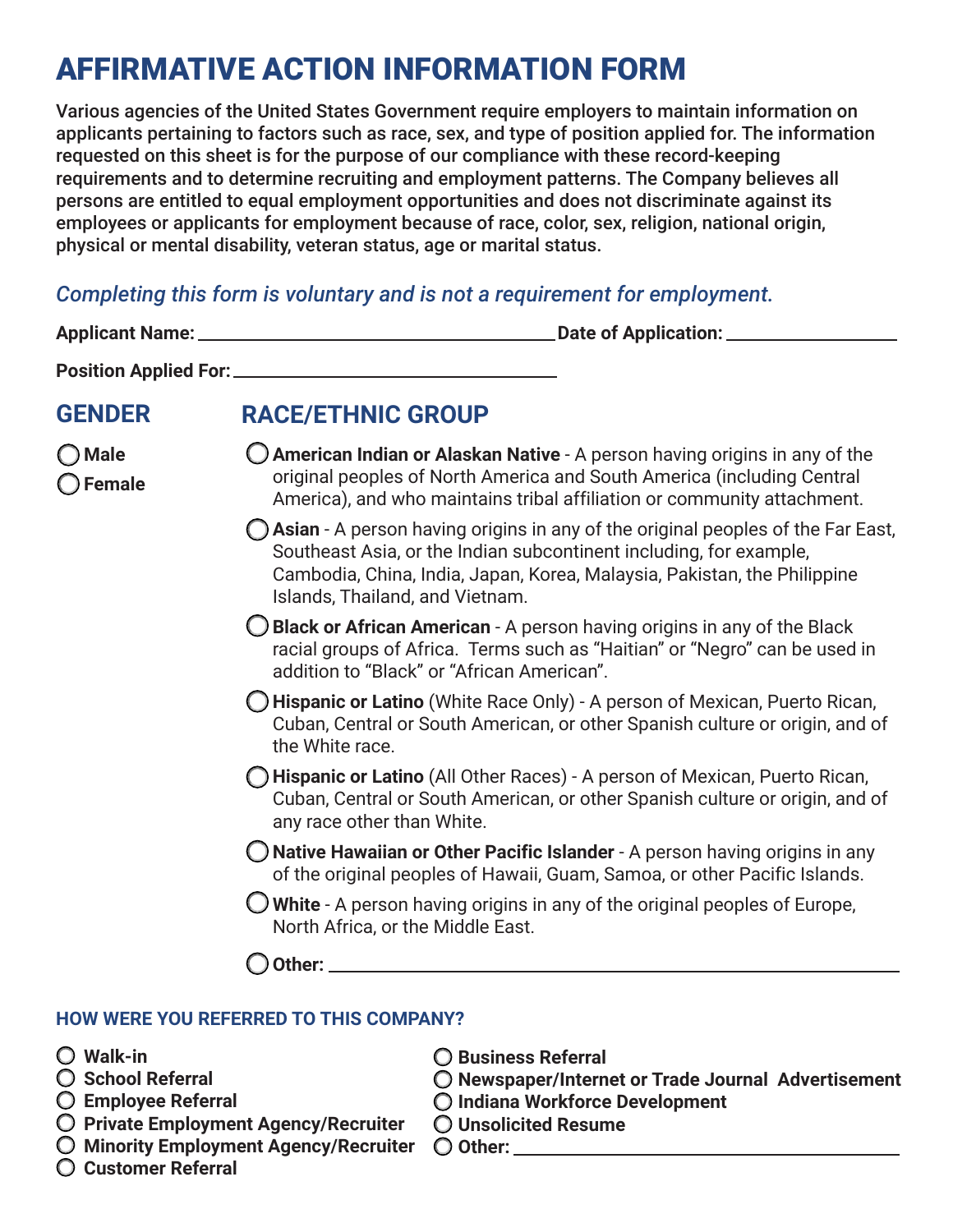# AFFIRMATIVE ACTION INFORMATION FORM

Various agencies of the United States Government require employers to maintain information on applicants pertaining to factors such as race, sex, and type of position applied for. The information requested on this sheet is for the purpose of our compliance with these record-keeping requirements and to determine recruiting and employment patterns. The Company believes all persons are entitled to equal employment opportunities and does not discriminate against its employees or applicants for employment because of race, color, sex, religion, national origin, physical or mental disability, veteran status, age or marital status.

*Completing this form is voluntary and is not a requirement for employment.*

**Applicant Name:** ______________________________ **Date of Application:** ______________

**Position Applied For:** ______________________________

## GENDER

- ◯ **Male**
- ◯ **Female**

## RACE/ETHNIC GROUP

- ◯ **American Indian or Alaskan Native** - A person having origins in any of the original peoples of North America and South America (including Central America), and who maintains tribal affiliation or community attachment.
- ◯ **Asian** - A person having origins in any of the original peoples of the Far East, Southeast Asia, or the Indian subcontinent including, for example, Cambodia, China, India, Japan, Korea, Malaysia, Pakistan, the Philippine Islands, Thailand, and Vietnam.
- ◯ **Black or African American** - A person having origins in any of the Black racial groups of Africa. Terms such as "Haitian" or "Negro" can be used in addition to "Black" or "African American".
- ◯ **Hispanic or Latino** (White Race Only) - A person of Mexican, Puerto Rican, Cuban, Central or South American, or other Spanish culture or origin, and of the White race.
- ◯ **Hispanic or Latino** (All Other Races) - A person of Mexican, Puerto Rican, Cuban, Central or South American, or other Spanish culture or origin, and of any race other than White.
- ◯ **Native Hawaiian or Other Pacific Islander** - A person having origins in any of the original peoples of Hawaii, Guam, Samoa, or other Pacific Islands.
- ◯ **White** - A person having origins in any of the original peoples of Europe, North Africa, or the Middle East.
- ◯ **Other:** ______________________________

### HOW WERE YOU REFERRED TO THIS COMPANY?

- ◯ **Walk-in**
- ◯ **School Referral**
- ◯ **Employee Referral**
- ◯ **Private Employment Agency/Recruiter**
- ◯ **Minority Employment Agency/Recruiter**
- ◯ **Customer Referral**
- ◯ **Business Referral**
- ◯ **Newspaper/Internet or Trade Journal Advertisement**
- ◯ **Indiana Workforce Development**
- ◯ **Unsolicited Resume**
- ◯ **Other:** ______________________________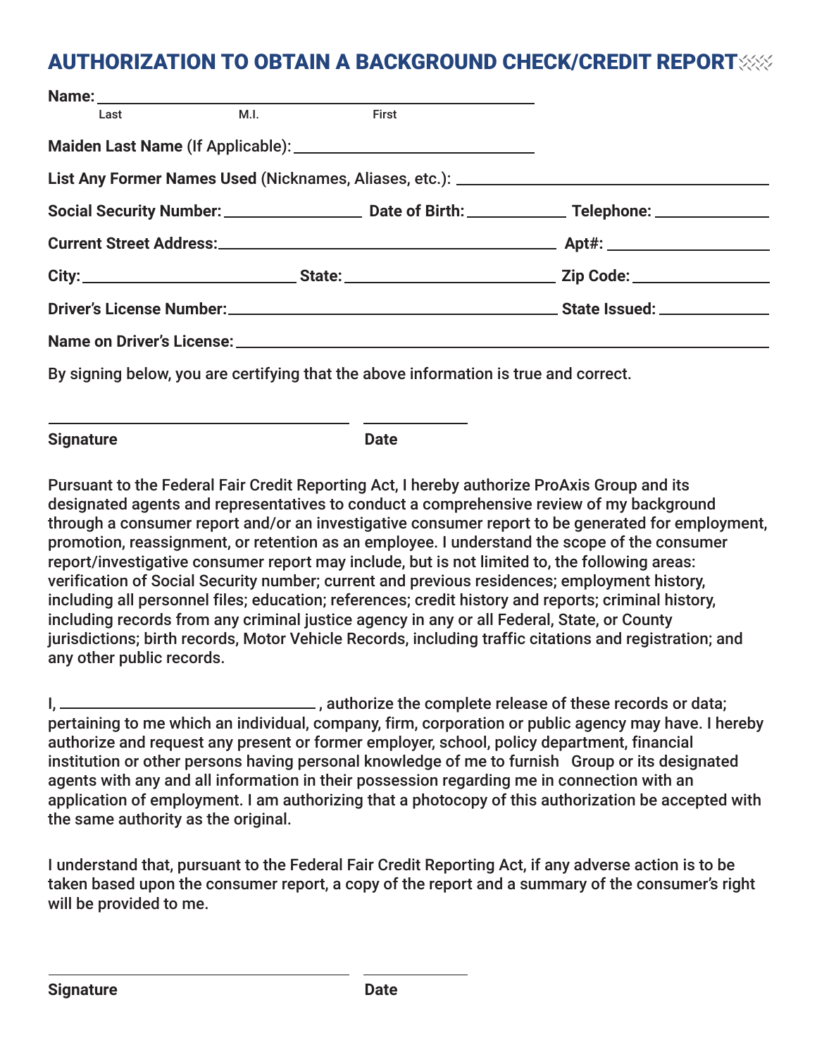# AUTHORIZATION TO OBTAIN A BACKGROUND CHECK/CREDIT REPORT

**Name:** ______________________________________________
Last M.I. First

**Maiden Last Name** (If Applicable): ______________________

**List Any Former Names Used** (Nicknames, Aliases, etc.): ______________________

**Social Security Number:** ______________ **Date of Birth:** __________ **Telephone:** __________

**Current Street Address:** ______________________________ **Apt#:** __________

**City:** ______________ **State:** ______________ **Zip Code:** __________

**Driver's License Number:** ______________________________ **State Issued:** __________

**Name on Driver's License:** ______________________________________________

By signing below, you are certifying that the above information is true and correct.

______________________________ ______________

**Signature** **Date**

Pursuant to the Federal Fair Credit Reporting Act, I hereby authorize ProAxis Group and its designated agents and representatives to conduct a comprehensive review of my background through a consumer report and/or an investigative consumer report to be generated for employment, promotion, reassignment, or retention as an employee. I understand the scope of the consumer report/investigative consumer report may include, but is not limited to, the following areas: verification of Social Security number; current and previous residences; employment history, including all personnel files; education; references; credit history and reports; criminal history, including records from any criminal justice agency in any or all Federal, State, or County jurisdictions; birth records, Motor Vehicle Records, including traffic citations and registration; and any other public records.

I, ______________________, authorize the complete release of these records or data; pertaining to me which an individual, company, firm, corporation or public agency may have. I hereby authorize and request any present or former employer, school, policy department, financial institution or other persons having personal knowledge of me to furnish Group or its designated agents with any and all information in their possession regarding me in connection with an application of employment. I am authorizing that a photocopy of this authorization be accepted with the same authority as the original.

I understand that, pursuant to the Federal Fair Credit Reporting Act, if any adverse action is to be taken based upon the consumer report, a copy of the report and a summary of the consumer's right will be provided to me.

______________________________ ______________

**Signature** **Date**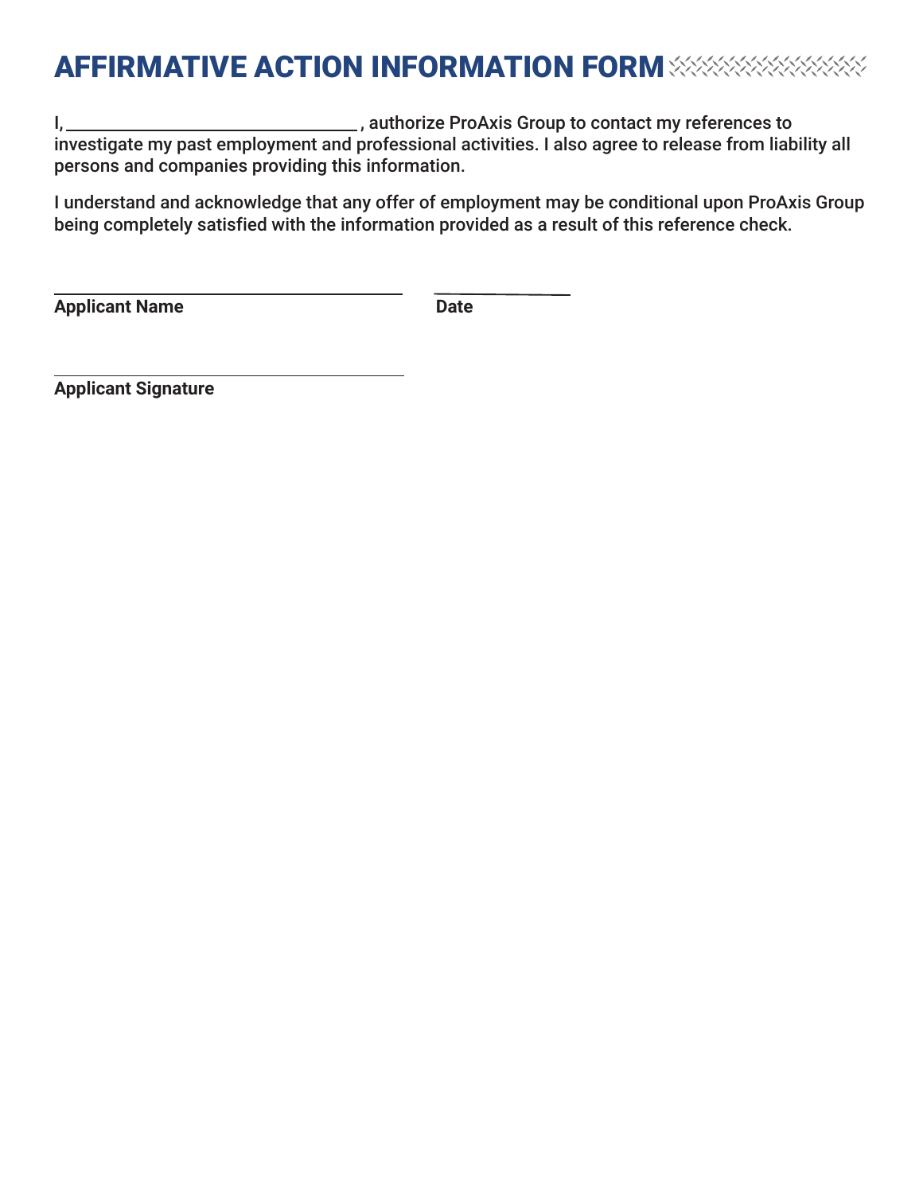# AFFIRMATIVE ACTION INFORMATION FORM

I, ______________________________ , authorize ProAxis Group to contact my references to investigate my past employment and professional activities. I also agree to release from liability all persons and companies providing this information.

I understand and acknowledge that any offer of employment may be conditional upon ProAxis Group being completely satisfied with the information provided as a result of this reference check.

____________________________________ ______________

**Applicant Name** **Date**

____________________________________

**Applicant Signature**